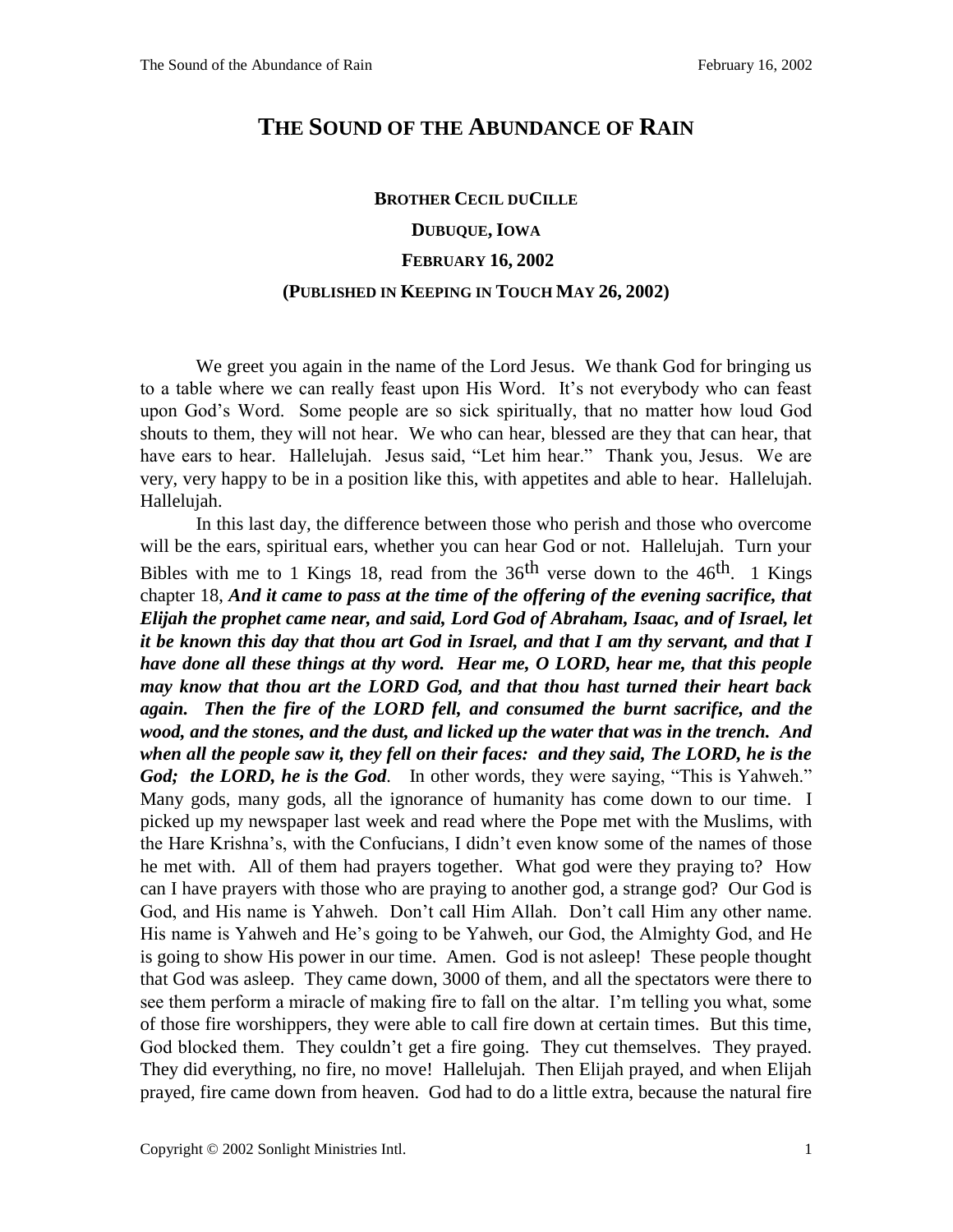# THE SOUND OF THE ABUNDANCE OF RAIN

**BROTHER CECIL DUCILLE**

**DUBUQUE, IOWA**

**FEBRUARY 16, 2002**

**(PUBLISHED IN KEEPING IN TOUCH MAY 26, 2002)**

We greet you again in the name of the Lord Jesus. We thank God for bringing us to a table where we can really feast upon His Word. It's not everybody who can feast upon God's Word. Some people are so sick spiritually, that no matter how loud God shouts to them, they will not hear. We who can hear, blessed are they that can hear, that have ears to hear. Hallelujah. Jesus said, "Let him hear." Thank you, Jesus. We are very, very happy to be in a position like this, with appetites and able to hear. Hallelujah. Hallelujah.

In this last day, the difference between those who perish and those who overcome will be the ears, spiritual ears, whether you can hear God or not. Hallelujah. Turn your Bibles with me to 1 Kings 18, read from the 36th verse down to the 46th. 1 Kings chapter 18, ***And it came to pass at the time of the offering of the evening sacrifice, that Elijah the prophet came near, and said, Lord God of Abraham, Isaac, and of Israel, let it be known this day that thou art God in Israel, and that I am thy servant, and that I have done all these things at thy word. Hear me, O LORD, hear me, that this people may know that thou art the LORD God, and that thou hast turned their heart back again. Then the fire of the LORD fell, and consumed the burnt sacrifice, and the wood, and the stones, and the dust, and licked up the water that was in the trench. And when all the people saw it, they fell on their faces: and they said, The LORD, he is the God; the LORD, he is the God***. In other words, they were saying, "This is Yahweh." Many gods, many gods, all the ignorance of humanity has come down to our time. I picked up my newspaper last week and read where the Pope met with the Muslims, with the Hare Krishna's, with the Confucians, I didn't even know some of the names of those he met with. All of them had prayers together. What god were they praying to? How can I have prayers with those who are praying to another god, a strange god? Our God is God, and His name is Yahweh. Don't call Him Allah. Don't call Him any other name. His name is Yahweh and He's going to be Yahweh, our God, the Almighty God, and He is going to show His power in our time. Amen. God is not asleep! These people thought that God was asleep. They came down, 3000 of them, and all the spectators were there to see them perform a miracle of making fire to fall on the altar. I'm telling you what, some of those fire worshippers, they were able to call fire down at certain times. But this time, God blocked them. They couldn't get a fire going. They cut themselves. They prayed. They did everything, no fire, no move! Hallelujah. Then Elijah prayed, and when Elijah prayed, fire came down from heaven. God had to do a little extra, because the natural fire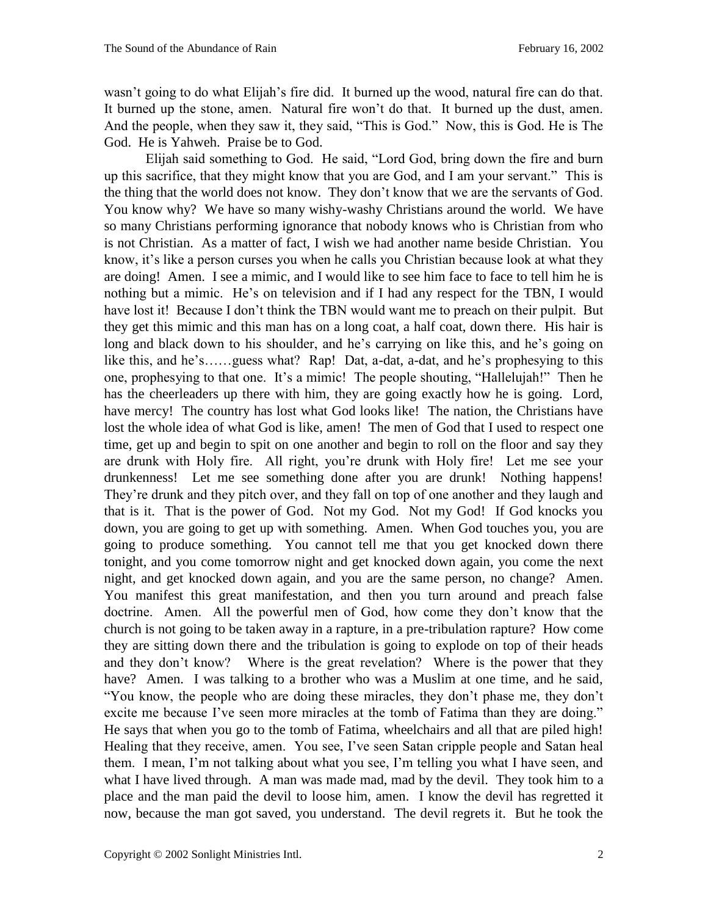wasn't going to do what Elijah's fire did. It burned up the wood, natural fire can do that. It burned up the stone, amen. Natural fire won't do that. It burned up the dust, amen. And the people, when they saw it, they said, "This is God." Now, this is God. He is The God. He is Yahweh. Praise be to God.

Elijah said something to God. He said, "Lord God, bring down the fire and burn up this sacrifice, that they might know that you are God, and I am your servant." This is the thing that the world does not know. They don't know that we are the servants of God. You know why? We have so many wishy-washy Christians around the world. We have so many Christians performing ignorance that nobody knows who is Christian from who is not Christian. As a matter of fact, I wish we had another name beside Christian. You know, it's like a person curses you when he calls you Christian because look at what they are doing! Amen. I see a mimic, and I would like to see him face to face to tell him he is nothing but a mimic. He's on television and if I had any respect for the TBN, I would have lost it! Because I don't think the TBN would want me to preach on their pulpit. But they get this mimic and this man has on a long coat, a half coat, down there. His hair is long and black down to his shoulder, and he's carrying on like this, and he's going on like this, and he's……guess what? Rap! Dat, a-dat, a-dat, and he's prophesying to this one, prophesying to that one. It's a mimic! The people shouting, "Hallelujah!" Then he has the cheerleaders up there with him, they are going exactly how he is going. Lord, have mercy! The country has lost what God looks like! The nation, the Christians have lost the whole idea of what God is like, amen! The men of God that I used to respect one time, get up and begin to spit on one another and begin to roll on the floor and say they are drunk with Holy fire. All right, you're drunk with Holy fire! Let me see your drunkenness! Let me see something done after you are drunk! Nothing happens! They're drunk and they pitch over, and they fall on top of one another and they laugh and that is it. That is the power of God. Not my God. Not my God! If God knocks you down, you are going to get up with something. Amen. When God touches you, you are going to produce something. You cannot tell me that you get knocked down there tonight, and you come tomorrow night and get knocked down again, you come the next night, and get knocked down again, and you are the same person, no change? Amen. You manifest this great manifestation, and then you turn around and preach false doctrine. Amen. All the powerful men of God, how come they don't know that the church is not going to be taken away in a rapture, in a pre-tribulation rapture? How come they are sitting down there and the tribulation is going to explode on top of their heads and they don't know? Where is the great revelation? Where is the power that they have? Amen. I was talking to a brother who was a Muslim at one time, and he said, "You know, the people who are doing these miracles, they don't phase me, they don't excite me because I've seen more miracles at the tomb of Fatima than they are doing." He says that when you go to the tomb of Fatima, wheelchairs and all that are piled high! Healing that they receive, amen. You see, I've seen Satan cripple people and Satan heal them. I mean, I'm not talking about what you see, I'm telling you what I have seen, and what I have lived through. A man was made mad, mad by the devil. They took him to a place and the man paid the devil to loose him, amen. I know the devil has regretted it now, because the man got saved, you understand. The devil regrets it. But he took the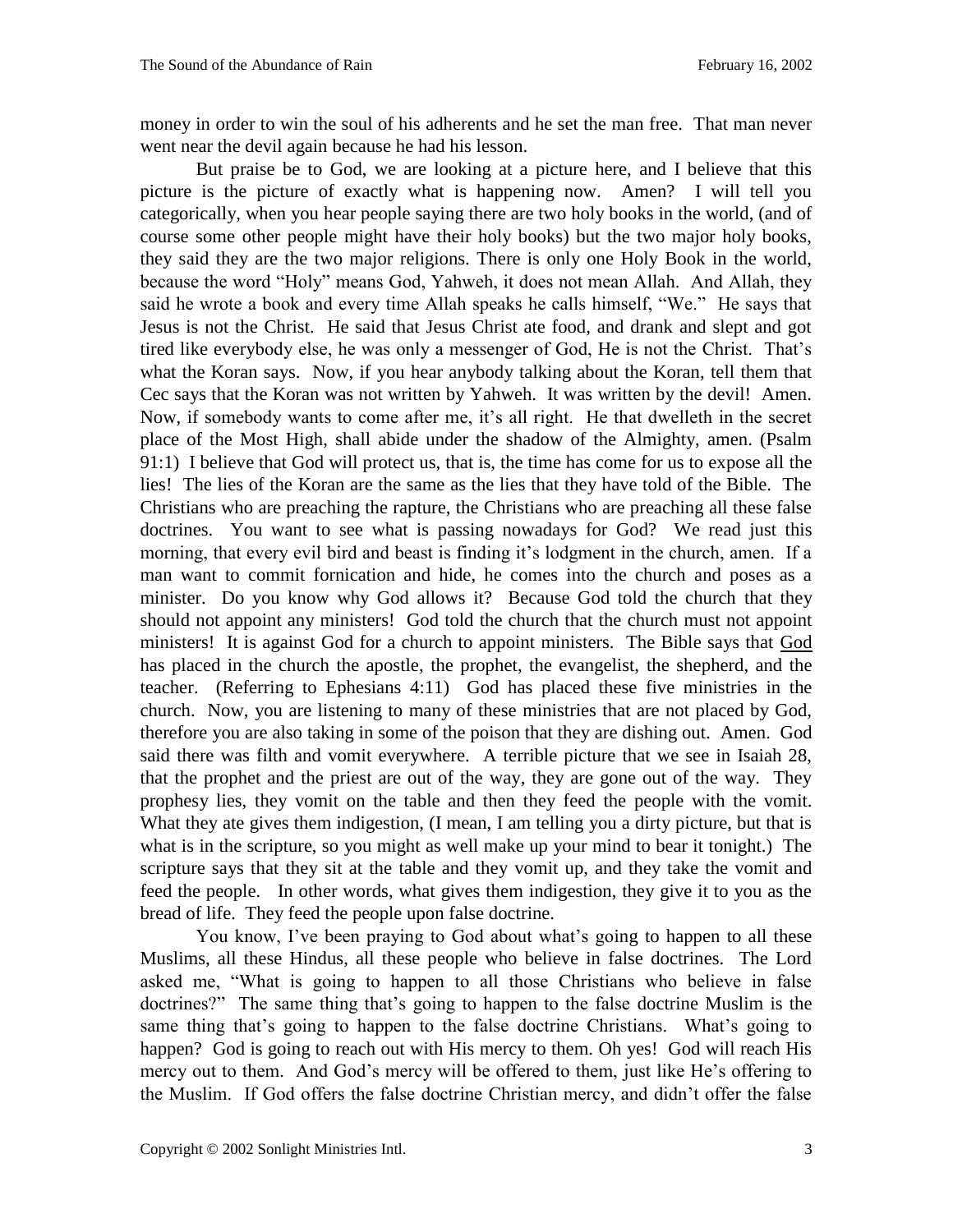money in order to win the soul of his adherents and he set the man free. That man never went near the devil again because he had his lesson.

But praise be to God, we are looking at a picture here, and I believe that this picture is the picture of exactly what is happening now. Amen? I will tell you categorically, when you hear people saying there are two holy books in the world, (and of course some other people might have their holy books) but the two major holy books, they said they are the two major religions. There is only one Holy Book in the world, because the word "Holy" means God, Yahweh, it does not mean Allah. And Allah, they said he wrote a book and every time Allah speaks he calls himself, "We." He says that Jesus is not the Christ. He said that Jesus Christ ate food, and drank and slept and got tired like everybody else, he was only a messenger of God, He is not the Christ. That's what the Koran says. Now, if you hear anybody talking about the Koran, tell them that Cec says that the Koran was not written by Yahweh. It was written by the devil! Amen. Now, if somebody wants to come after me, it's all right. He that dwelleth in the secret place of the Most High, shall abide under the shadow of the Almighty, amen. (Psalm 91:1) I believe that God will protect us, that is, the time has come for us to expose all the lies! The lies of the Koran are the same as the lies that they have told of the Bible. The Christians who are preaching the rapture, the Christians who are preaching all these false doctrines. You want to see what is passing nowadays for God? We read just this morning, that every evil bird and beast is finding it's lodgment in the church, amen. If a man want to commit fornication and hide, he comes into the church and poses as a minister. Do you know why God allows it? Because God told the church that they should not appoint any ministers! God told the church that the church must not appoint ministers! It is against God for a church to appoint ministers. The Bible says that <u>God</u> has placed in the church the apostle, the prophet, the evangelist, the shepherd, and the teacher. (Referring to Ephesians 4:11) God has placed these five ministries in the church. Now, you are listening to many of these ministries that are not placed by God, therefore you are also taking in some of the poison that they are dishing out. Amen. God said there was filth and vomit everywhere. A terrible picture that we see in Isaiah 28, that the prophet and the priest are out of the way, they are gone out of the way. They prophesy lies, they vomit on the table and then they feed the people with the vomit. What they ate gives them indigestion, (I mean, I am telling you a dirty picture, but that is what is in the scripture, so you might as well make up your mind to bear it tonight.) The scripture says that they sit at the table and they vomit up, and they take the vomit and feed the people. In other words, what gives them indigestion, they give it to you as the bread of life. They feed the people upon false doctrine.

You know, I've been praying to God about what's going to happen to all these Muslims, all these Hindus, all these people who believe in false doctrines. The Lord asked me, "What is going to happen to all those Christians who believe in false doctrines?" The same thing that's going to happen to the false doctrine Muslim is the same thing that's going to happen to the false doctrine Christians. What's going to happen? God is going to reach out with His mercy to them. Oh yes! God will reach His mercy out to them. And God's mercy will be offered to them, just like He's offering to the Muslim. If God offers the false doctrine Christian mercy, and didn't offer the false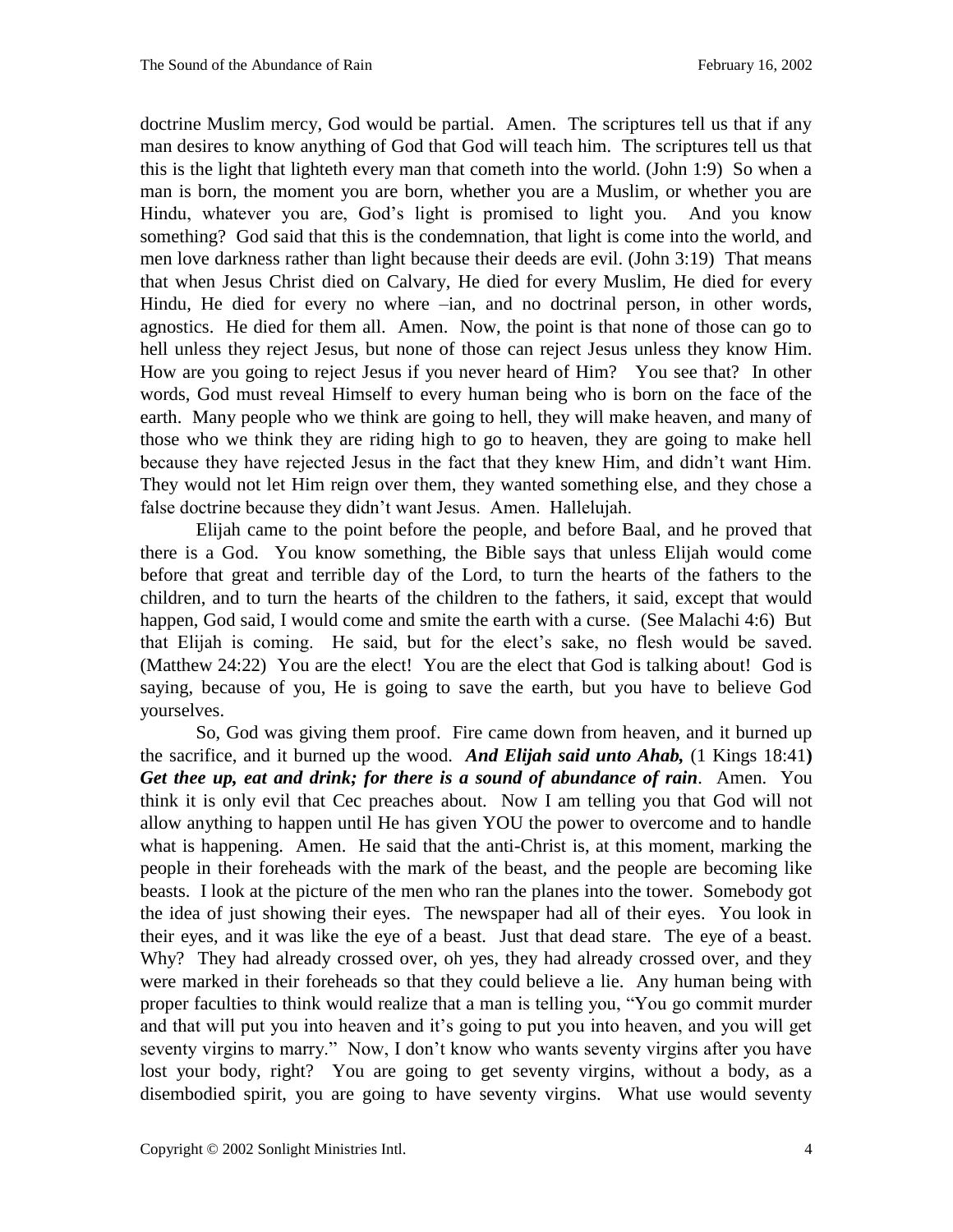doctrine Muslim mercy, God would be partial. Amen. The scriptures tell us that if any man desires to know anything of God that God will teach him. The scriptures tell us that this is the light that lighteth every man that cometh into the world. (John 1:9) So when a man is born, the moment you are born, whether you are a Muslim, or whether you are Hindu, whatever you are, God's light is promised to light you. And you know something? God said that this is the condemnation, that light is come into the world, and men love darkness rather than light because their deeds are evil. (John 3:19) That means that when Jesus Christ died on Calvary, He died for every Muslim, He died for every Hindu, He died for every no where –ian, and no doctrinal person, in other words, agnostics. He died for them all. Amen. Now, the point is that none of those can go to hell unless they reject Jesus, but none of those can reject Jesus unless they know Him. How are you going to reject Jesus if you never heard of Him? You see that? In other words, God must reveal Himself to every human being who is born on the face of the earth. Many people who we think are going to hell, they will make heaven, and many of those who we think they are riding high to go to heaven, they are going to make hell because they have rejected Jesus in the fact that they knew Him, and didn't want Him. They would not let Him reign over them, they wanted something else, and they chose a false doctrine because they didn't want Jesus. Amen. Hallelujah.

Elijah came to the point before the people, and before Baal, and he proved that there is a God. You know something, the Bible says that unless Elijah would come before that great and terrible day of the Lord, to turn the hearts of the fathers to the children, and to turn the hearts of the children to the fathers, it said, except that would happen, God said, I would come and smite the earth with a curse. (See Malachi 4:6) But that Elijah is coming. He said, but for the elect's sake, no flesh would be saved. (Matthew 24:22) You are the elect! You are the elect that God is talking about! God is saying, because of you, He is going to save the earth, but you have to believe God yourselves.

So, God was giving them proof. Fire came down from heaven, and it burned up the sacrifice, and it burned up the wood. ***And Elijah said unto Ahab,*** (1 Kings 18:41**)** ***Get thee up, eat and drink; for there is a sound of abundance of rain***. Amen. You think it is only evil that Cec preaches about. Now I am telling you that God will not allow anything to happen until He has given YOU the power to overcome and to handle what is happening. Amen. He said that the anti-Christ is, at this moment, marking the people in their foreheads with the mark of the beast, and the people are becoming like beasts. I look at the picture of the men who ran the planes into the tower. Somebody got the idea of just showing their eyes. The newspaper had all of their eyes. You look in their eyes, and it was like the eye of a beast. Just that dead stare. The eye of a beast. Why? They had already crossed over, oh yes, they had already crossed over, and they were marked in their foreheads so that they could believe a lie. Any human being with proper faculties to think would realize that a man is telling you, "You go commit murder and that will put you into heaven and it's going to put you into heaven, and you will get seventy virgins to marry." Now, I don't know who wants seventy virgins after you have lost your body, right? You are going to get seventy virgins, without a body, as a disembodied spirit, you are going to have seventy virgins. What use would seventy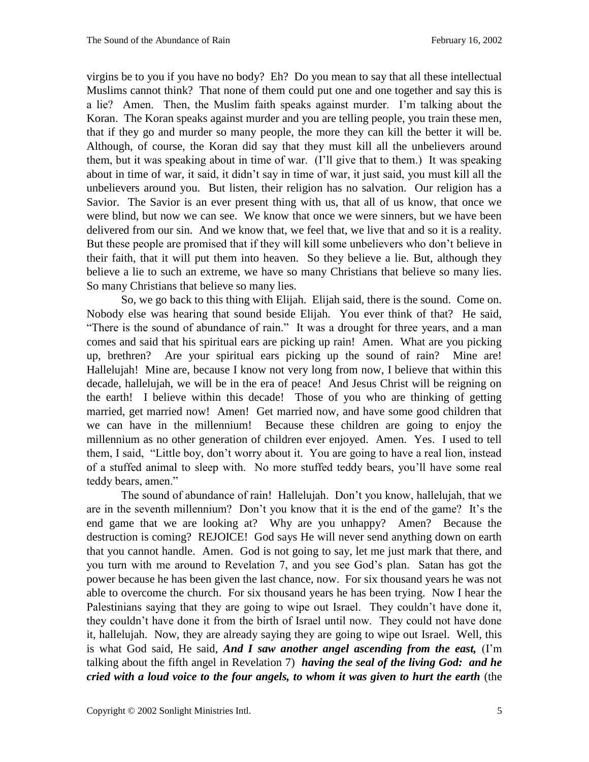virgins be to you if you have no body? Eh? Do you mean to say that all these intellectual Muslims cannot think? That none of them could put one and one together and say this is a lie? Amen. Then, the Muslim faith speaks against murder. I'm talking about the Koran. The Koran speaks against murder and you are telling people, you train these men, that if they go and murder so many people, the more they can kill the better it will be. Although, of course, the Koran did say that they must kill all the unbelievers around them, but it was speaking about in time of war. (I'll give that to them.) It was speaking about in time of war, it said, it didn't say in time of war, it just said, you must kill all the unbelievers around you. But listen, their religion has no salvation. Our religion has a Savior. The Savior is an ever present thing with us, that all of us know, that once we were blind, but now we can see. We know that once we were sinners, but we have been delivered from our sin. And we know that, we feel that, we live that and so it is a reality. But these people are promised that if they will kill some unbelievers who don't believe in their faith, that it will put them into heaven. So they believe a lie. But, although they believe a lie to such an extreme, we have so many Christians that believe so many lies. So many Christians that believe so many lies.

So, we go back to this thing with Elijah. Elijah said, there is the sound. Come on. Nobody else was hearing that sound beside Elijah. You ever think of that? He said, "There is the sound of abundance of rain." It was a drought for three years, and a man comes and said that his spiritual ears are picking up rain! Amen. What are you picking up, brethren? Are your spiritual ears picking up the sound of rain? Mine are! Hallelujah! Mine are, because I know not very long from now, I believe that within this decade, hallelujah, we will be in the era of peace! And Jesus Christ will be reigning on the earth! I believe within this decade! Those of you who are thinking of getting married, get married now! Amen! Get married now, and have some good children that we can have in the millennium! Because these children are going to enjoy the millennium as no other generation of children ever enjoyed. Amen. Yes. I used to tell them, I said, "Little boy, don't worry about it. You are going to have a real lion, instead of a stuffed animal to sleep with. No more stuffed teddy bears, you'll have some real teddy bears, amen."

The sound of abundance of rain! Hallelujah. Don't you know, hallelujah, that we are in the seventh millennium? Don't you know that it is the end of the game? It's the end game that we are looking at? Why are you unhappy? Amen? Because the destruction is coming? REJOICE! God says He will never send anything down on earth that you cannot handle. Amen. God is not going to say, let me just mark that there, and you turn with me around to Revelation 7, and you see God's plan. Satan has got the power because he has been given the last chance, now. For six thousand years he was not able to overcome the church. For six thousand years he has been trying. Now I hear the Palestinians saying that they are going to wipe out Israel. They couldn't have done it, they couldn't have done it from the birth of Israel until now. They could not have done it, hallelujah. Now, they are already saying they are going to wipe out Israel. Well, this is what God said, He said, ***And I saw another angel ascending from the east,*** (I'm talking about the fifth angel in Revelation 7) ***having the seal of the living God: and he cried with a loud voice to the four angels, to whom it was given to hurt the earth*** (the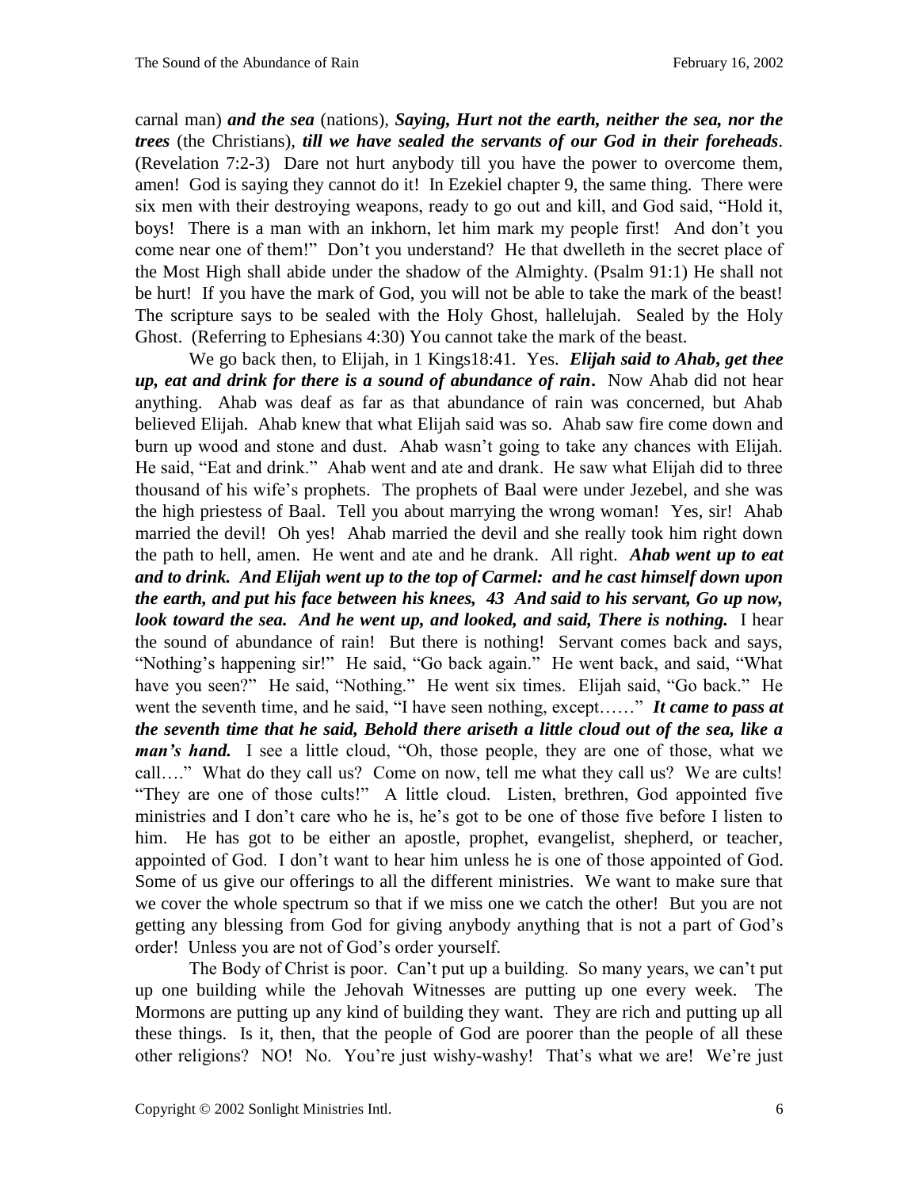carnal man) ***and the sea*** (nations), ***Saying, Hurt not the earth, neither the sea, nor the trees*** (the Christians), ***till we have sealed the servants of our God in their foreheads***. (Revelation 7:2-3) Dare not hurt anybody till you have the power to overcome them, amen! God is saying they cannot do it! In Ezekiel chapter 9, the same thing. There were six men with their destroying weapons, ready to go out and kill, and God said, "Hold it, boys! There is a man with an inkhorn, let him mark my people first! And don't you come near one of them!" Don't you understand? He that dwelleth in the secret place of the Most High shall abide under the shadow of the Almighty. (Psalm 91:1) He shall not be hurt! If you have the mark of God, you will not be able to take the mark of the beast! The scripture says to be sealed with the Holy Ghost, hallelujah. Sealed by the Holy Ghost. (Referring to Ephesians 4:30) You cannot take the mark of the beast.

We go back then, to Elijah, in 1 Kings18:41. Yes. ***Elijah said to Ahab, get thee up, eat and drink for there is a sound of abundance of rain***. Now Ahab did not hear anything. Ahab was deaf as far as that abundance of rain was concerned, but Ahab believed Elijah. Ahab knew that what Elijah said was so. Ahab saw fire come down and burn up wood and stone and dust. Ahab wasn't going to take any chances with Elijah. He said, "Eat and drink." Ahab went and ate and drank. He saw what Elijah did to three thousand of his wife's prophets. The prophets of Baal were under Jezebel, and she was the high priestess of Baal. Tell you about marrying the wrong woman! Yes, sir! Ahab married the devil! Oh yes! Ahab married the devil and she really took him right down the path to hell, amen. He went and ate and he drank. All right. ***Ahab went up to eat and to drink. And Elijah went up to the top of Carmel: and he cast himself down upon the earth, and put his face between his knees, 43 And said to his servant, Go up now, look toward the sea. And he went up, and looked, and said, There is nothing.*** I hear the sound of abundance of rain! But there is nothing! Servant comes back and says, "Nothing's happening sir!" He said, "Go back again." He went back, and said, "What have you seen?" He said, "Nothing." He went six times. Elijah said, "Go back." He went the seventh time, and he said, "I have seen nothing, except……" ***It came to pass at the seventh time that he said, Behold there ariseth a little cloud out of the sea, like a man's hand.*** I see a little cloud, "Oh, those people, they are one of those, what we call…." What do they call us? Come on now, tell me what they call us? We are cults! "They are one of those cults!" A little cloud. Listen, brethren, God appointed five ministries and I don't care who he is, he's got to be one of those five before I listen to him. He has got to be either an apostle, prophet, evangelist, shepherd, or teacher, appointed of God. I don't want to hear him unless he is one of those appointed of God. Some of us give our offerings to all the different ministries. We want to make sure that we cover the whole spectrum so that if we miss one we catch the other! But you are not getting any blessing from God for giving anybody anything that is not a part of God's order! Unless you are not of God's order yourself.

The Body of Christ is poor. Can't put up a building. So many years, we can't put up one building while the Jehovah Witnesses are putting up one every week. The Mormons are putting up any kind of building they want. They are rich and putting up all these things. Is it, then, that the people of God are poorer than the people of all these other religions? NO! No. You're just wishy-washy! That's what we are! We're just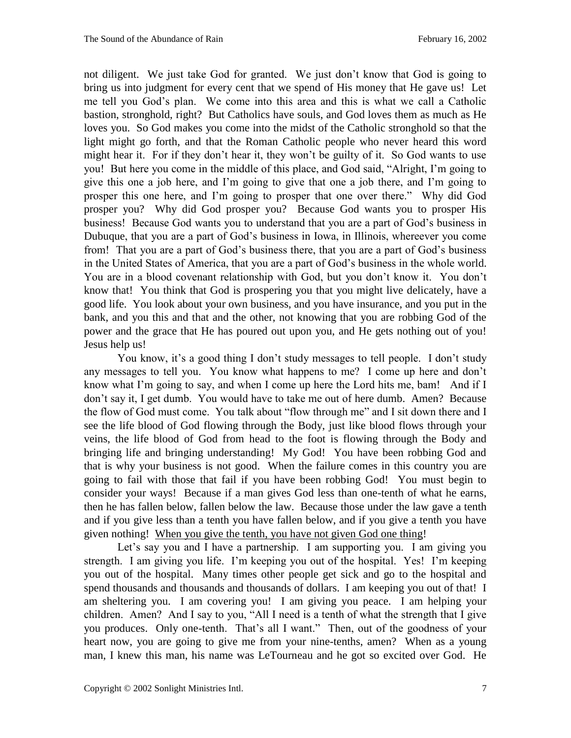not diligent. We just take God for granted. We just don't know that God is going to bring us into judgment for every cent that we spend of His money that He gave us! Let me tell you God's plan. We come into this area and this is what we call a Catholic bastion, stronghold, right? But Catholics have souls, and God loves them as much as He loves you. So God makes you come into the midst of the Catholic stronghold so that the light might go forth, and that the Roman Catholic people who never heard this word might hear it. For if they don't hear it, they won't be guilty of it. So God wants to use you! But here you come in the middle of this place, and God said, "Alright, I'm going to give this one a job here, and I'm going to give that one a job there, and I'm going to prosper this one here, and I'm going to prosper that one over there." Why did God prosper you? Why did God prosper you? Because God wants you to prosper His business! Because God wants you to understand that you are a part of God's business in Dubuque, that you are a part of God's business in Iowa, in Illinois, whereever you come from! That you are a part of God's business there, that you are a part of God's business in the United States of America, that you are a part of God's business in the whole world. You are in a blood covenant relationship with God, but you don't know it. You don't know that! You think that God is prospering you that you might live delicately, have a good life. You look about your own business, and you have insurance, and you put in the bank, and you this and that and the other, not knowing that you are robbing God of the power and the grace that He has poured out upon you, and He gets nothing out of you! Jesus help us!

You know, it's a good thing I don't study messages to tell people. I don't study any messages to tell you. You know what happens to me? I come up here and don't know what I'm going to say, and when I come up here the Lord hits me, bam! And if I don't say it, I get dumb. You would have to take me out of here dumb. Amen? Because the flow of God must come. You talk about "flow through me" and I sit down there and I see the life blood of God flowing through the Body, just like blood flows through your veins, the life blood of God from head to the foot is flowing through the Body and bringing life and bringing understanding! My God! You have been robbing God and that is why your business is not good. When the failure comes in this country you are going to fail with those that fail if you have been robbing God! You must begin to consider your ways! Because if a man gives God less than one-tenth of what he earns, then he has fallen below, fallen below the law. Because those under the law gave a tenth and if you give less than a tenth you have fallen below, and if you give a tenth you have given nothing! <u>When you give the tenth, you have not given God one thing</u>!

Let's say you and I have a partnership. I am supporting you. I am giving you strength. I am giving you life. I'm keeping you out of the hospital. Yes! I'm keeping you out of the hospital. Many times other people get sick and go to the hospital and spend thousands and thousands and thousands of dollars. I am keeping you out of that! I am sheltering you. I am covering you! I am giving you peace. I am helping your children. Amen? And I say to you, "All I need is a tenth of what the strength that I give you produces. Only one-tenth. That's all I want." Then, out of the goodness of your heart now, you are going to give me from your nine-tenths, amen? When as a young man, I knew this man, his name was LeTourneau and he got so excited over God. He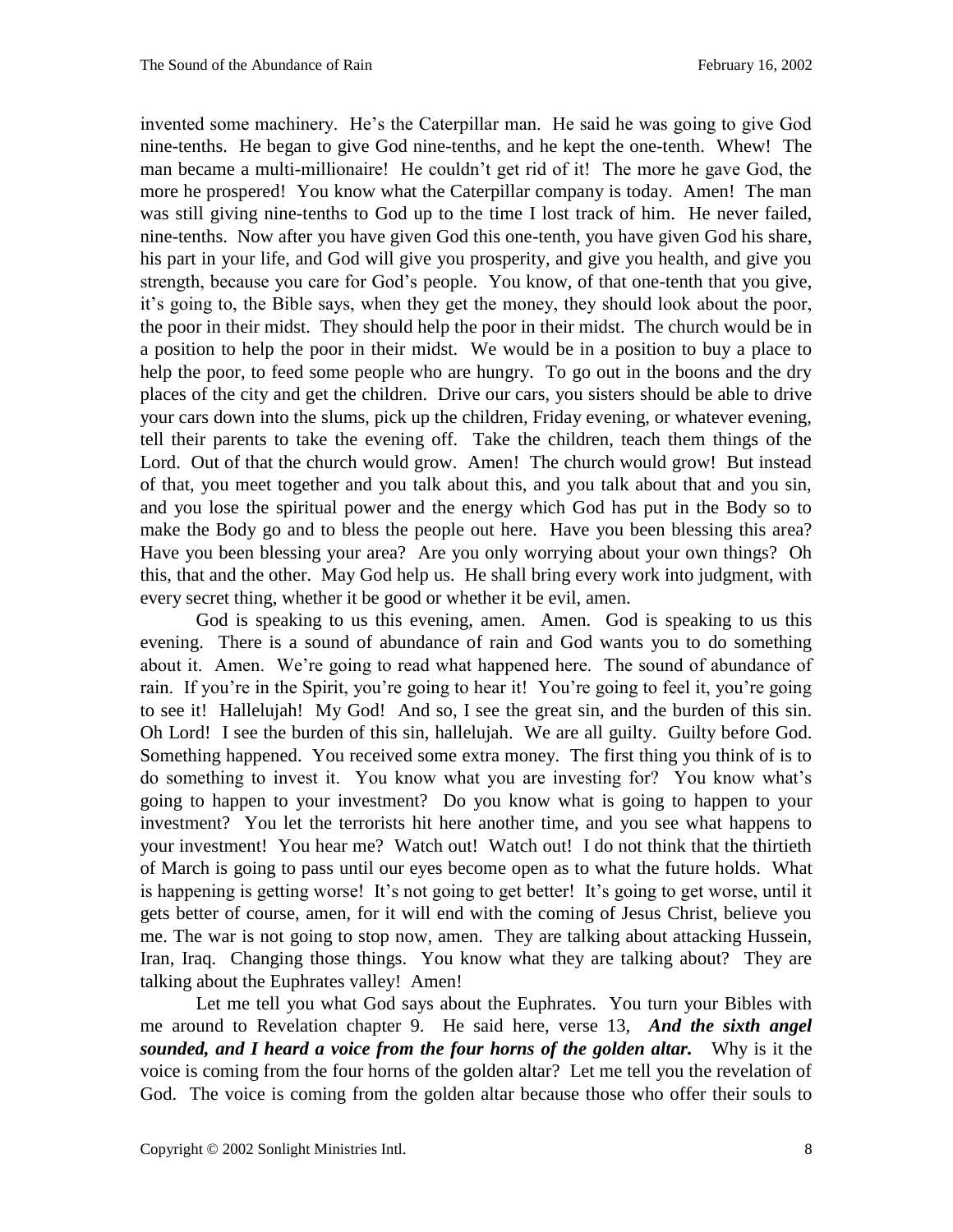invented some machinery. He's the Caterpillar man. He said he was going to give God nine-tenths. He began to give God nine-tenths, and he kept the one-tenth. Whew! The man became a multi-millionaire! He couldn't get rid of it! The more he gave God, the more he prospered! You know what the Caterpillar company is today. Amen! The man was still giving nine-tenths to God up to the time I lost track of him. He never failed, nine-tenths. Now after you have given God this one-tenth, you have given God his share, his part in your life, and God will give you prosperity, and give you health, and give you strength, because you care for God's people. You know, of that one-tenth that you give, it's going to, the Bible says, when they get the money, they should look about the poor, the poor in their midst. They should help the poor in their midst. The church would be in a position to help the poor in their midst. We would be in a position to buy a place to help the poor, to feed some people who are hungry. To go out in the boons and the dry places of the city and get the children. Drive our cars, you sisters should be able to drive your cars down into the slums, pick up the children, Friday evening, or whatever evening, tell their parents to take the evening off. Take the children, teach them things of the Lord. Out of that the church would grow. Amen! The church would grow! But instead of that, you meet together and you talk about this, and you talk about that and you sin, and you lose the spiritual power and the energy which God has put in the Body so to make the Body go and to bless the people out here. Have you been blessing this area? Have you been blessing your area? Are you only worrying about your own things? Oh this, that and the other. May God help us. He shall bring every work into judgment, with every secret thing, whether it be good or whether it be evil, amen.

God is speaking to us this evening, amen. Amen. God is speaking to us this evening. There is a sound of abundance of rain and God wants you to do something about it. Amen. We're going to read what happened here. The sound of abundance of rain. If you're in the Spirit, you're going to hear it! You're going to feel it, you're going to see it! Hallelujah! My God! And so, I see the great sin, and the burden of this sin. Oh Lord! I see the burden of this sin, hallelujah. We are all guilty. Guilty before God. Something happened. You received some extra money. The first thing you think of is to do something to invest it. You know what you are investing for? You know what's going to happen to your investment? Do you know what is going to happen to your investment? You let the terrorists hit here another time, and you see what happens to your investment! You hear me? Watch out! Watch out! I do not think that the thirtieth of March is going to pass until our eyes become open as to what the future holds. What is happening is getting worse! It's not going to get better! It's going to get worse, until it gets better of course, amen, for it will end with the coming of Jesus Christ, believe you me. The war is not going to stop now, amen. They are talking about attacking Hussein, Iran, Iraq. Changing those things. You know what they are talking about? They are talking about the Euphrates valley! Amen!

Let me tell you what God says about the Euphrates. You turn your Bibles with me around to Revelation chapter 9. He said here, verse 13, ***And the sixth angel sounded, and I heard a voice from the four horns of the golden altar.*** Why is it the voice is coming from the four horns of the golden altar? Let me tell you the revelation of God. The voice is coming from the golden altar because those who offer their souls to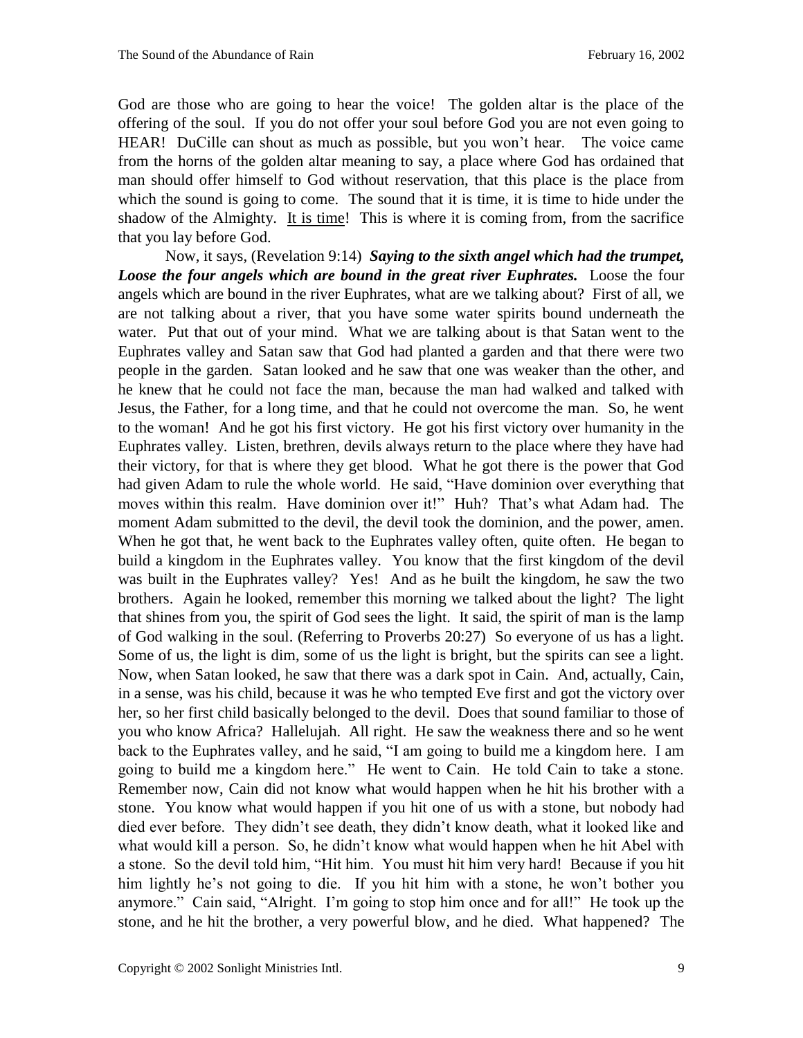God are those who are going to hear the voice! The golden altar is the place of the offering of the soul. If you do not offer your soul before God you are not even going to HEAR! DuCille can shout as much as possible, but you won't hear. The voice came from the horns of the golden altar meaning to say, a place where God has ordained that man should offer himself to God without reservation, that this place is the place from which the sound is going to come. The sound that it is time, it is time to hide under the shadow of the Almighty. <u>It is time</u>! This is where it is coming from, from the sacrifice that you lay before God.

Now, it says, (Revelation 9:14) ***Saying to the sixth angel which had the trumpet, Loose the four angels which are bound in the great river Euphrates.*** Loose the four angels which are bound in the river Euphrates, what are we talking about? First of all, we are not talking about a river, that you have some water spirits bound underneath the water. Put that out of your mind. What we are talking about is that Satan went to the Euphrates valley and Satan saw that God had planted a garden and that there were two people in the garden. Satan looked and he saw that one was weaker than the other, and he knew that he could not face the man, because the man had walked and talked with Jesus, the Father, for a long time, and that he could not overcome the man. So, he went to the woman! And he got his first victory. He got his first victory over humanity in the Euphrates valley. Listen, brethren, devils always return to the place where they have had their victory, for that is where they get blood. What he got there is the power that God had given Adam to rule the whole world. He said, "Have dominion over everything that moves within this realm. Have dominion over it!" Huh? That's what Adam had. The moment Adam submitted to the devil, the devil took the dominion, and the power, amen. When he got that, he went back to the Euphrates valley often, quite often. He began to build a kingdom in the Euphrates valley. You know that the first kingdom of the devil was built in the Euphrates valley? Yes! And as he built the kingdom, he saw the two brothers. Again he looked, remember this morning we talked about the light? The light that shines from you, the spirit of God sees the light. It said, the spirit of man is the lamp of God walking in the soul. (Referring to Proverbs 20:27) So everyone of us has a light. Some of us, the light is dim, some of us the light is bright, but the spirits can see a light. Now, when Satan looked, he saw that there was a dark spot in Cain. And, actually, Cain, in a sense, was his child, because it was he who tempted Eve first and got the victory over her, so her first child basically belonged to the devil. Does that sound familiar to those of you who know Africa? Hallelujah. All right. He saw the weakness there and so he went back to the Euphrates valley, and he said, "I am going to build me a kingdom here. I am going to build me a kingdom here." He went to Cain. He told Cain to take a stone. Remember now, Cain did not know what would happen when he hit his brother with a stone. You know what would happen if you hit one of us with a stone, but nobody had died ever before. They didn't see death, they didn't know death, what it looked like and what would kill a person. So, he didn't know what would happen when he hit Abel with a stone. So the devil told him, "Hit him. You must hit him very hard! Because if you hit him lightly he's not going to die. If you hit him with a stone, he won't bother you anymore." Cain said, "Alright. I'm going to stop him once and for all!" He took up the stone, and he hit the brother, a very powerful blow, and he died. What happened? The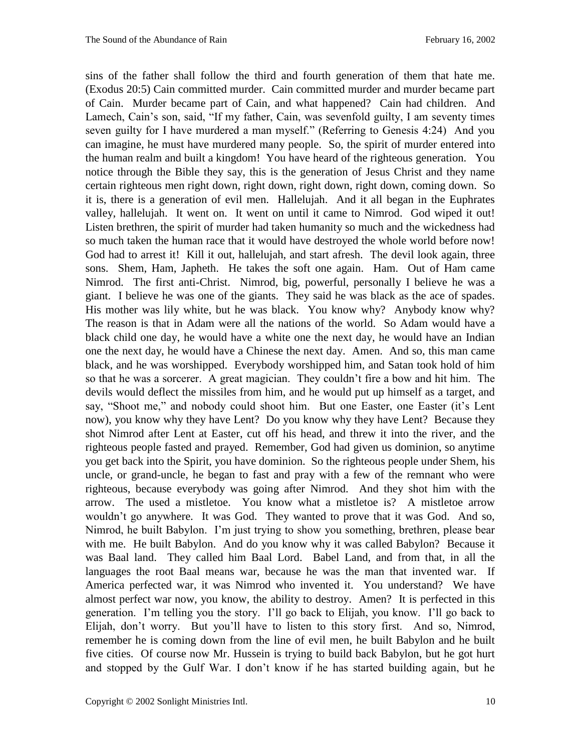sins of the father shall follow the third and fourth generation of them that hate me. (Exodus 20:5) Cain committed murder. Cain committed murder and murder became part of Cain. Murder became part of Cain, and what happened? Cain had children. And Lamech, Cain's son, said, "If my father, Cain, was sevenfold guilty, I am seventy times seven guilty for I have murdered a man myself." (Referring to Genesis 4:24) And you can imagine, he must have murdered many people. So, the spirit of murder entered into the human realm and built a kingdom! You have heard of the righteous generation. You notice through the Bible they say, this is the generation of Jesus Christ and they name certain righteous men right down, right down, right down, right down, coming down. So it is, there is a generation of evil men. Hallelujah. And it all began in the Euphrates valley, hallelujah. It went on. It went on until it came to Nimrod. God wiped it out! Listen brethren, the spirit of murder had taken humanity so much and the wickedness had so much taken the human race that it would have destroyed the whole world before now! God had to arrest it! Kill it out, hallelujah, and start afresh. The devil look again, three sons. Shem, Ham, Japheth. He takes the soft one again. Ham. Out of Ham came Nimrod. The first anti-Christ. Nimrod, big, powerful, personally I believe he was a giant. I believe he was one of the giants. They said he was black as the ace of spades. His mother was lily white, but he was black. You know why? Anybody know why? The reason is that in Adam were all the nations of the world. So Adam would have a black child one day, he would have a white one the next day, he would have an Indian one the next day, he would have a Chinese the next day. Amen. And so, this man came black, and he was worshipped. Everybody worshipped him, and Satan took hold of him so that he was a sorcerer. A great magician. They couldn't fire a bow and hit him. The devils would deflect the missiles from him, and he would put up himself as a target, and say, "Shoot me," and nobody could shoot him. But one Easter, one Easter (it's Lent now), you know why they have Lent? Do you know why they have Lent? Because they shot Nimrod after Lent at Easter, cut off his head, and threw it into the river, and the righteous people fasted and prayed. Remember, God had given us dominion, so anytime you get back into the Spirit, you have dominion. So the righteous people under Shem, his uncle, or grand-uncle, he began to fast and pray with a few of the remnant who were righteous, because everybody was going after Nimrod. And they shot him with the arrow. The used a mistletoe. You know what a mistletoe is? A mistletoe arrow wouldn't go anywhere. It was God. They wanted to prove that it was God. And so, Nimrod, he built Babylon. I'm just trying to show you something, brethren, please bear with me. He built Babylon. And do you know why it was called Babylon? Because it was Baal land. They called him Baal Lord. Babel Land, and from that, in all the languages the root Baal means war, because he was the man that invented war. If America perfected war, it was Nimrod who invented it. You understand? We have almost perfect war now, you know, the ability to destroy. Amen? It is perfected in this generation. I'm telling you the story. I'll go back to Elijah, you know. I'll go back to Elijah, don't worry. But you'll have to listen to this story first. And so, Nimrod, remember he is coming down from the line of evil men, he built Babylon and he built five cities. Of course now Mr. Hussein is trying to build back Babylon, but he got hurt and stopped by the Gulf War. I don't know if he has started building again, but he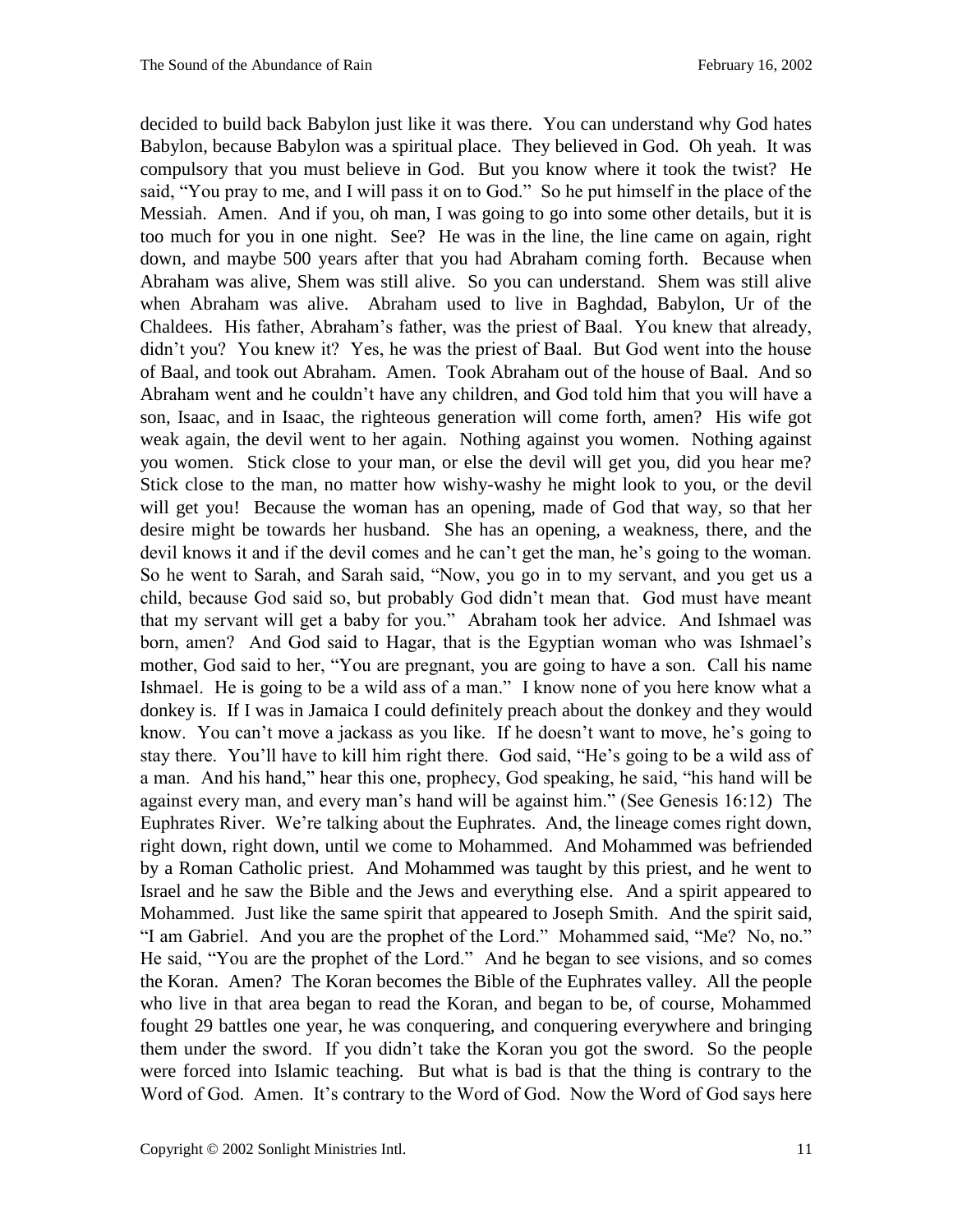decided to build back Babylon just like it was there. You can understand why God hates Babylon, because Babylon was a spiritual place. They believed in God. Oh yeah. It was compulsory that you must believe in God. But you know where it took the twist? He said, "You pray to me, and I will pass it on to God." So he put himself in the place of the Messiah. Amen. And if you, oh man, I was going to go into some other details, but it is too much for you in one night. See? He was in the line, the line came on again, right down, and maybe 500 years after that you had Abraham coming forth. Because when Abraham was alive, Shem was still alive. So you can understand. Shem was still alive when Abraham was alive. Abraham used to live in Baghdad, Babylon, Ur of the Chaldees. His father, Abraham's father, was the priest of Baal. You knew that already, didn't you? You knew it? Yes, he was the priest of Baal. But God went into the house of Baal, and took out Abraham. Amen. Took Abraham out of the house of Baal. And so Abraham went and he couldn't have any children, and God told him that you will have a son, Isaac, and in Isaac, the righteous generation will come forth, amen? His wife got weak again, the devil went to her again. Nothing against you women. Nothing against you women. Stick close to your man, or else the devil will get you, did you hear me? Stick close to the man, no matter how wishy-washy he might look to you, or the devil will get you! Because the woman has an opening, made of God that way, so that her desire might be towards her husband. She has an opening, a weakness, there, and the devil knows it and if the devil comes and he can't get the man, he's going to the woman. So he went to Sarah, and Sarah said, "Now, you go in to my servant, and you get us a child, because God said so, but probably God didn't mean that. God must have meant that my servant will get a baby for you." Abraham took her advice. And Ishmael was born, amen? And God said to Hagar, that is the Egyptian woman who was Ishmael's mother, God said to her, "You are pregnant, you are going to have a son. Call his name Ishmael. He is going to be a wild ass of a man." I know none of you here know what a donkey is. If I was in Jamaica I could definitely preach about the donkey and they would know. You can't move a jackass as you like. If he doesn't want to move, he's going to stay there. You'll have to kill him right there. God said, "He's going to be a wild ass of a man. And his hand," hear this one, prophecy, God speaking, he said, "his hand will be against every man, and every man's hand will be against him." (See Genesis 16:12) The Euphrates River. We're talking about the Euphrates. And, the lineage comes right down, right down, right down, until we come to Mohammed. And Mohammed was befriended by a Roman Catholic priest. And Mohammed was taught by this priest, and he went to Israel and he saw the Bible and the Jews and everything else. And a spirit appeared to Mohammed. Just like the same spirit that appeared to Joseph Smith. And the spirit said, "I am Gabriel. And you are the prophet of the Lord." Mohammed said, "Me? No, no." He said, "You are the prophet of the Lord." And he began to see visions, and so comes the Koran. Amen? The Koran becomes the Bible of the Euphrates valley. All the people who live in that area began to read the Koran, and began to be, of course, Mohammed fought 29 battles one year, he was conquering, and conquering everywhere and bringing them under the sword. If you didn't take the Koran you got the sword. So the people were forced into Islamic teaching. But what is bad is that the thing is contrary to the Word of God. Amen. It's contrary to the Word of God. Now the Word of God says here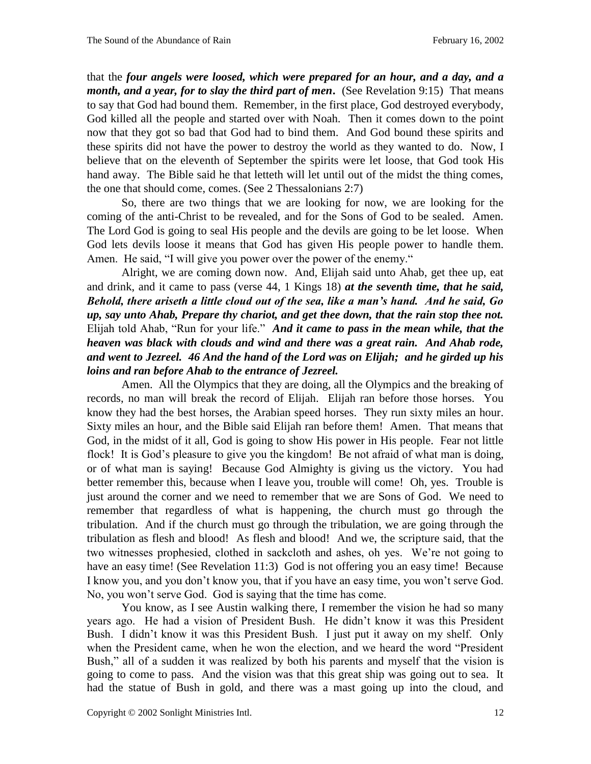that the ***four angels were loosed, which were prepared for an hour, and a day, and a month, and a year, for to slay the third part of men***. (See Revelation 9:15) That means to say that God had bound them. Remember, in the first place, God destroyed everybody, God killed all the people and started over with Noah. Then it comes down to the point now that they got so bad that God had to bind them. And God bound these spirits and these spirits did not have the power to destroy the world as they wanted to do. Now, I believe that on the eleventh of September the spirits were let loose, that God took His hand away. The Bible said he that letteth will let until out of the midst the thing comes, the one that should come, comes. (See 2 Thessalonians 2:7)

So, there are two things that we are looking for now, we are looking for the coming of the anti-Christ to be revealed, and for the Sons of God to be sealed. Amen. The Lord God is going to seal His people and the devils are going to be let loose. When God lets devils loose it means that God has given His people power to handle them. Amen. He said, "I will give you power over the power of the enemy."

Alright, we are coming down now. And, Elijah said unto Ahab, get thee up, eat and drink, and it came to pass (verse 44, 1 Kings 18) ***at the seventh time, that he said, Behold, there ariseth a little cloud out of the sea, like a man's hand. And he said, Go up, say unto Ahab, Prepare thy chariot, and get thee down, that the rain stop thee not.*** Elijah told Ahab, "Run for your life." ***And it came to pass in the mean while, that the heaven was black with clouds and wind and there was a great rain. And Ahab rode, and went to Jezreel. 46 And the hand of the Lord was on Elijah; and he girded up his loins and ran before Ahab to the entrance of Jezreel.***

Amen. All the Olympics that they are doing, all the Olympics and the breaking of records, no man will break the record of Elijah. Elijah ran before those horses. You know they had the best horses, the Arabian speed horses. They run sixty miles an hour. Sixty miles an hour, and the Bible said Elijah ran before them! Amen. That means that God, in the midst of it all, God is going to show His power in His people. Fear not little flock! It is God's pleasure to give you the kingdom! Be not afraid of what man is doing, or of what man is saying! Because God Almighty is giving us the victory. You had better remember this, because when I leave you, trouble will come! Oh, yes. Trouble is just around the corner and we need to remember that we are Sons of God. We need to remember that regardless of what is happening, the church must go through the tribulation. And if the church must go through the tribulation, we are going through the tribulation as flesh and blood! As flesh and blood! And we, the scripture said, that the two witnesses prophesied, clothed in sackcloth and ashes, oh yes. We're not going to have an easy time! (See Revelation 11:3) God is not offering you an easy time! Because I know you, and you don't know you, that if you have an easy time, you won't serve God. No, you won't serve God. God is saying that the time has come.

You know, as I see Austin walking there, I remember the vision he had so many years ago. He had a vision of President Bush. He didn't know it was this President Bush. I didn't know it was this President Bush. I just put it away on my shelf. Only when the President came, when he won the election, and we heard the word "President Bush," all of a sudden it was realized by both his parents and myself that the vision is going to come to pass. And the vision was that this great ship was going out to sea. It had the statue of Bush in gold, and there was a mast going up into the cloud, and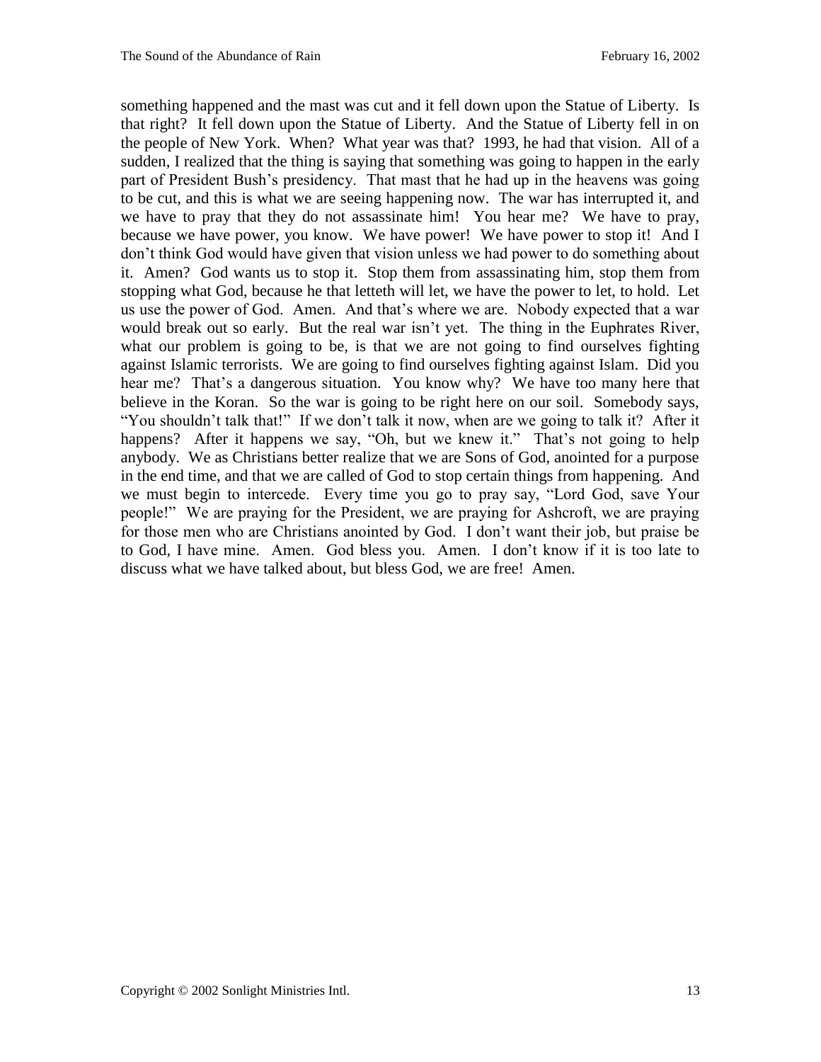something happened and the mast was cut and it fell down upon the Statue of Liberty. Is that right? It fell down upon the Statue of Liberty. And the Statue of Liberty fell in on the people of New York. When? What year was that? 1993, he had that vision. All of a sudden, I realized that the thing is saying that something was going to happen in the early part of President Bush's presidency. That mast that he had up in the heavens was going to be cut, and this is what we are seeing happening now. The war has interrupted it, and we have to pray that they do not assassinate him! You hear me? We have to pray, because we have power, you know. We have power! We have power to stop it! And I don't think God would have given that vision unless we had power to do something about it. Amen? God wants us to stop it. Stop them from assassinating him, stop them from stopping what God, because he that letteth will let, we have the power to let, to hold. Let us use the power of God. Amen. And that's where we are. Nobody expected that a war would break out so early. But the real war isn't yet. The thing in the Euphrates River, what our problem is going to be, is that we are not going to find ourselves fighting against Islamic terrorists. We are going to find ourselves fighting against Islam. Did you hear me? That's a dangerous situation. You know why? We have too many here that believe in the Koran. So the war is going to be right here on our soil. Somebody says, "You shouldn't talk that!" If we don't talk it now, when are we going to talk it? After it happens? After it happens we say, "Oh, but we knew it." That's not going to help anybody. We as Christians better realize that we are Sons of God, anointed for a purpose in the end time, and that we are called of God to stop certain things from happening. And we must begin to intercede. Every time you go to pray say, "Lord God, save Your people!" We are praying for the President, we are praying for Ashcroft, we are praying for those men who are Christians anointed by God. I don't want their job, but praise be to God, I have mine. Amen. God bless you. Amen. I don't know if it is too late to discuss what we have talked about, but bless God, we are free! Amen.